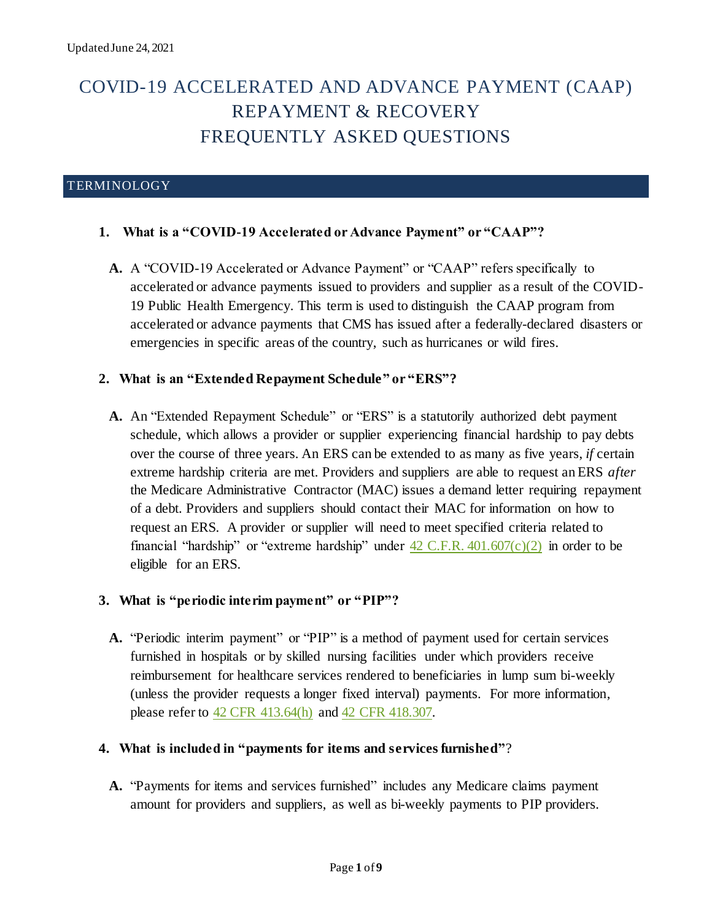Updated June 24, 2021

# COVID-19 ACCELERATED AND ADVANCE PAYMENT (CAAP) REPAYMENT & RECOVERY FREQUENTLY ASKED QUESTIONS

## TERMINOLOGY

**1. What is a "COVID-19 Accelerated or Advance Payment" or "CAAP"?**

**A.** A "COVID-19 Accelerated or Advance Payment" or "CAAP" refers specifically to accelerated or advance payments issued to providers and supplier as a result of the COVID-19 Public Health Emergency. This term is used to distinguish the CAAP program from accelerated or advance payments that CMS has issued after a federally-declared disasters or emergencies in specific areas of the country, such as hurricanes or wild fires.

**2. What is an "Extended Repayment Schedule" or "ERS"?**

**A.** An "Extended Repayment Schedule" or "ERS" is a statutorily authorized debt payment schedule, which allows a provider or supplier experiencing financial hardship to pay debts over the course of three years. An ERS can be extended to as many as five years, *if* certain extreme hardship criteria are met. Providers and suppliers are able to request an ERS *after* the Medicare Administrative Contractor (MAC) issues a demand letter requiring repayment of a debt. Providers and suppliers should contact their MAC for information on how to request an ERS. A provider or supplier will need to meet specified criteria related to financial "hardship" or "extreme hardship" under 42 C.F.R. 401.607(c)(2) in order to be eligible for an ERS.

**3. What is "periodic interim payment" or "PIP"?**

**A.** "Periodic interim payment" or "PIP" is a method of payment used for certain services furnished in hospitals or by skilled nursing facilities under which providers receive reimbursement for healthcare services rendered to beneficiaries in lump sum bi-weekly (unless the provider requests a longer fixed interval) payments. For more information, please refer to 42 CFR 413.64(h) and 42 CFR 418.307.

**4. What is included in "payments for items and services furnished"?**

**A.** "Payments for items and services furnished" includes any Medicare claims payment amount for providers and suppliers, as well as bi-weekly payments to PIP providers.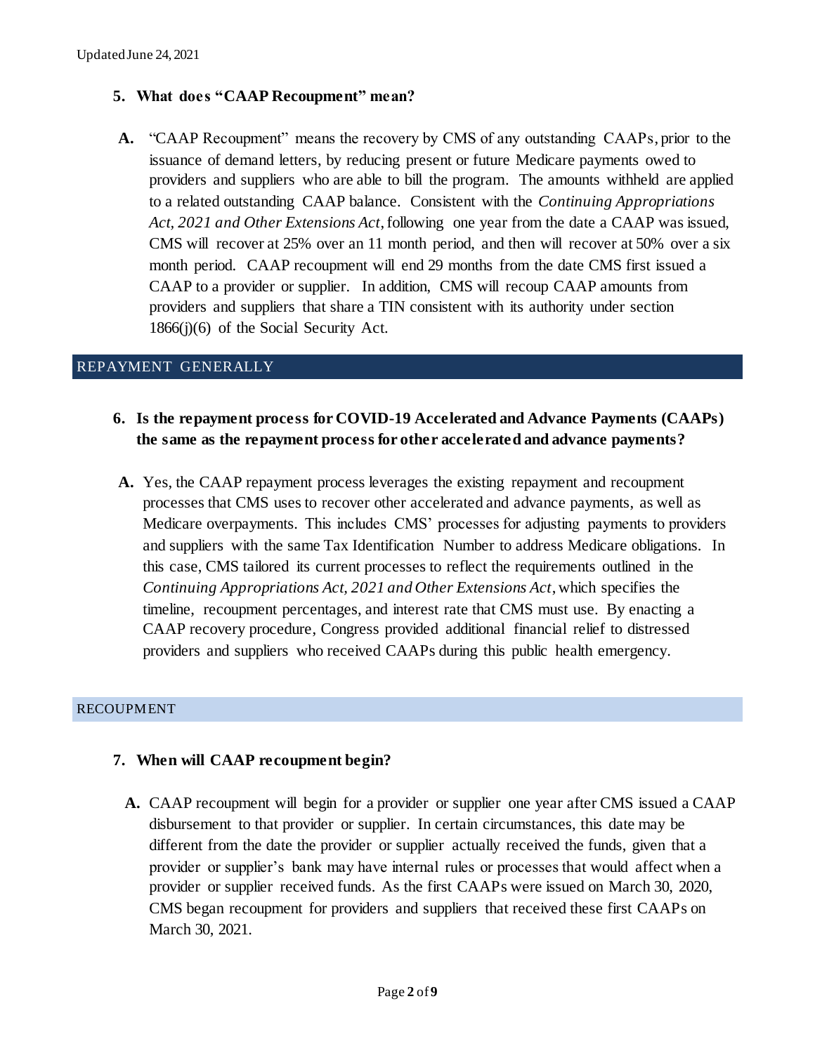**5. What does "CAAP Recoupment" mean?**

**A.** "CAAP Recoupment" means the recovery by CMS of any outstanding CAAPs, prior to the issuance of demand letters, by reducing present or future Medicare payments owed to providers and suppliers who are able to bill the program. The amounts withheld are applied to a related outstanding CAAP balance. Consistent with the *Continuing Appropriations Act, 2021 and Other Extensions Act*, following one year from the date a CAAP was issued, CMS will recover at 25% over an 11 month period, and then will recover at 50% over a six month period. CAAP recoupment will end 29 months from the date CMS first issued a CAAP to a provider or supplier. In addition, CMS will recoup CAAP amounts from providers and suppliers that share a TIN consistent with its authority under section 1866(j)(6) of the Social Security Act.

## REPAYMENT GENERALLY

**6. Is the repayment process for COVID-19 Accelerated and Advance Payments (CAAPs) the same as the repayment process for other accelerated and advance payments?**

**A.** Yes, the CAAP repayment process leverages the existing repayment and recoupment processes that CMS uses to recover other accelerated and advance payments, as well as Medicare overpayments. This includes CMS' processes for adjusting payments to providers and suppliers with the same Tax Identification Number to address Medicare obligations. In this case, CMS tailored its current processes to reflect the requirements outlined in the *Continuing Appropriations Act, 2021 and Other Extensions Act*, which specifies the timeline, recoupment percentages, and interest rate that CMS must use. By enacting a CAAP recovery procedure, Congress provided additional financial relief to distressed providers and suppliers who received CAAPs during this public health emergency.

## RECOUPMENT

**7. When will CAAP recoupment begin?**

**A.** CAAP recoupment will begin for a provider or supplier one year after CMS issued a CAAP disbursement to that provider or supplier. In certain circumstances, this date may be different from the date the provider or supplier actually received the funds, given that a provider or supplier's bank may have internal rules or processes that would affect when a provider or supplier received funds. As the first CAAPs were issued on March 30, 2020, CMS began recoupment for providers and suppliers that received these first CAAPs on March 30, 2021.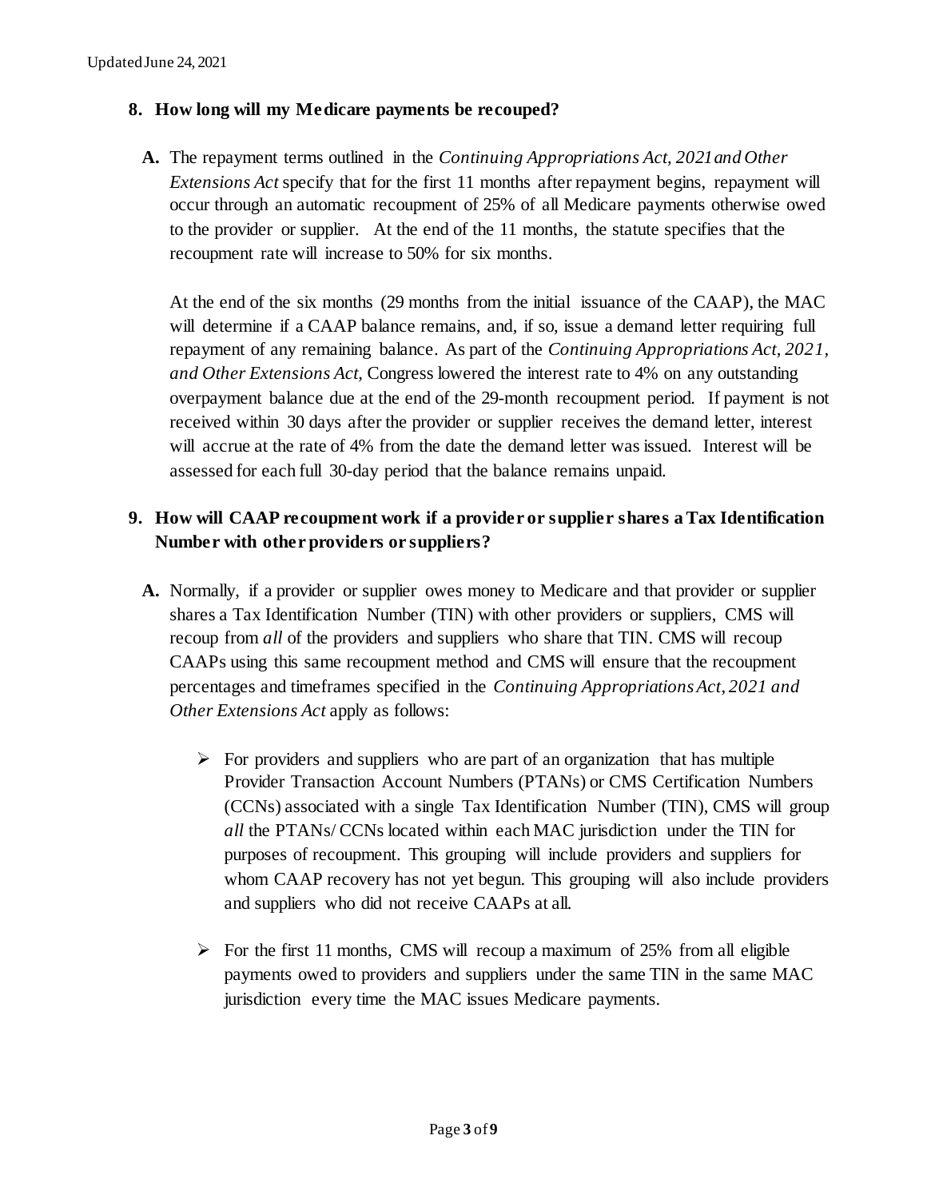**8. How long will my Medicare payments be recouped?**

**A.** The repayment terms outlined in the *Continuing Appropriations Act, 2021 and Other Extensions Act* specify that for the first 11 months after repayment begins, repayment will occur through an automatic recoupment of 25% of all Medicare payments otherwise owed to the provider or supplier. At the end of the 11 months, the statute specifies that the recoupment rate will increase to 50% for six months.

At the end of the six months (29 months from the initial issuance of the CAAP), the MAC will determine if a CAAP balance remains, and, if so, issue a demand letter requiring full repayment of any remaining balance. As part of the *Continuing Appropriations Act, 2021, and Other Extensions Act*, Congress lowered the interest rate to 4% on any outstanding overpayment balance due at the end of the 29-month recoupment period. If payment is not received within 30 days after the provider or supplier receives the demand letter, interest will accrue at the rate of 4% from the date the demand letter was issued. Interest will be assessed for each full 30-day period that the balance remains unpaid.

**9. How will CAAP recoupment work if a provider or supplier shares a Tax Identification Number with other providers or suppliers?**

**A.** Normally, if a provider or supplier owes money to Medicare and that provider or supplier shares a Tax Identification Number (TIN) with other providers or suppliers, CMS will recoup from *all* of the providers and suppliers who share that TIN. CMS will recoup CAAPs using this same recoupment method and CMS will ensure that the recoupment percentages and timeframes specified in the *Continuing Appropriations Act, 2021 and Other Extensions Act* apply as follows:

- For providers and suppliers who are part of an organization that has multiple Provider Transaction Account Numbers (PTANs) or CMS Certification Numbers (CCNs) associated with a single Tax Identification Number (TIN), CMS will group *all* the PTANs/ CCNs located within each MAC jurisdiction under the TIN for purposes of recoupment. This grouping will include providers and suppliers for whom CAAP recovery has not yet begun. This grouping will also include providers and suppliers who did not receive CAAPs at all.

- For the first 11 months, CMS will recoup a maximum of 25% from all eligible payments owed to providers and suppliers under the same TIN in the same MAC jurisdiction every time the MAC issues Medicare payments.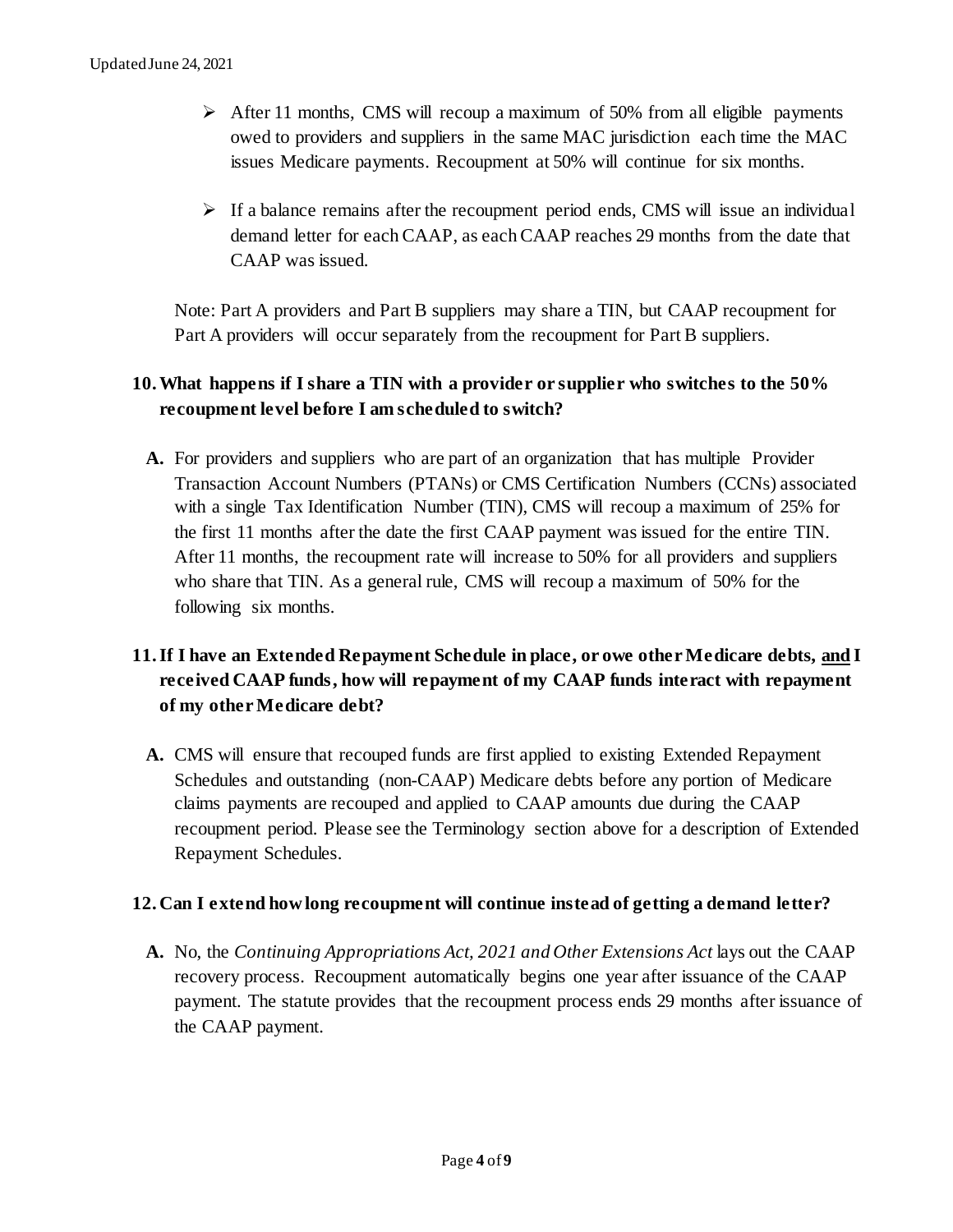- After 11 months, CMS will recoup a maximum of 50% from all eligible payments owed to providers and suppliers in the same MAC jurisdiction each time the MAC issues Medicare payments. Recoupment at 50% will continue for six months.
- If a balance remains after the recoupment period ends, CMS will issue an individual demand letter for each CAAP, as each CAAP reaches 29 months from the date that CAAP was issued.

Note: Part A providers and Part B suppliers may share a TIN, but CAAP recoupment for Part A providers will occur separately from the recoupment for Part B suppliers.

**10. What happens if I share a TIN with a provider or supplier who switches to the 50% recoupment level before I am scheduled to switch?**

**A.** For providers and suppliers who are part of an organization that has multiple Provider Transaction Account Numbers (PTANs) or CMS Certification Numbers (CCNs) associated with a single Tax Identification Number (TIN), CMS will recoup a maximum of 25% for the first 11 months after the date the first CAAP payment was issued for the entire TIN. After 11 months, the recoupment rate will increase to 50% for all providers and suppliers who share that TIN. As a general rule, CMS will recoup a maximum of 50% for the following six months.

**11. If I have an Extended Repayment Schedule in place, or owe other Medicare debts, <u>and</u> I received CAAP funds, how will repayment of my CAAP funds interact with repayment of my other Medicare debt?**

**A.** CMS will ensure that recouped funds are first applied to existing Extended Repayment Schedules and outstanding (non-CAAP) Medicare debts before any portion of Medicare claims payments are recouped and applied to CAAP amounts due during the CAAP recoupment period. Please see the Terminology section above for a description of Extended Repayment Schedules.

**12. Can I extend how long recoupment will continue instead of getting a demand letter?**

**A.** No, the *Continuing Appropriations Act, 2021 and Other Extensions Act* lays out the CAAP recovery process. Recoupment automatically begins one year after issuance of the CAAP payment. The statute provides that the recoupment process ends 29 months after issuance of the CAAP payment.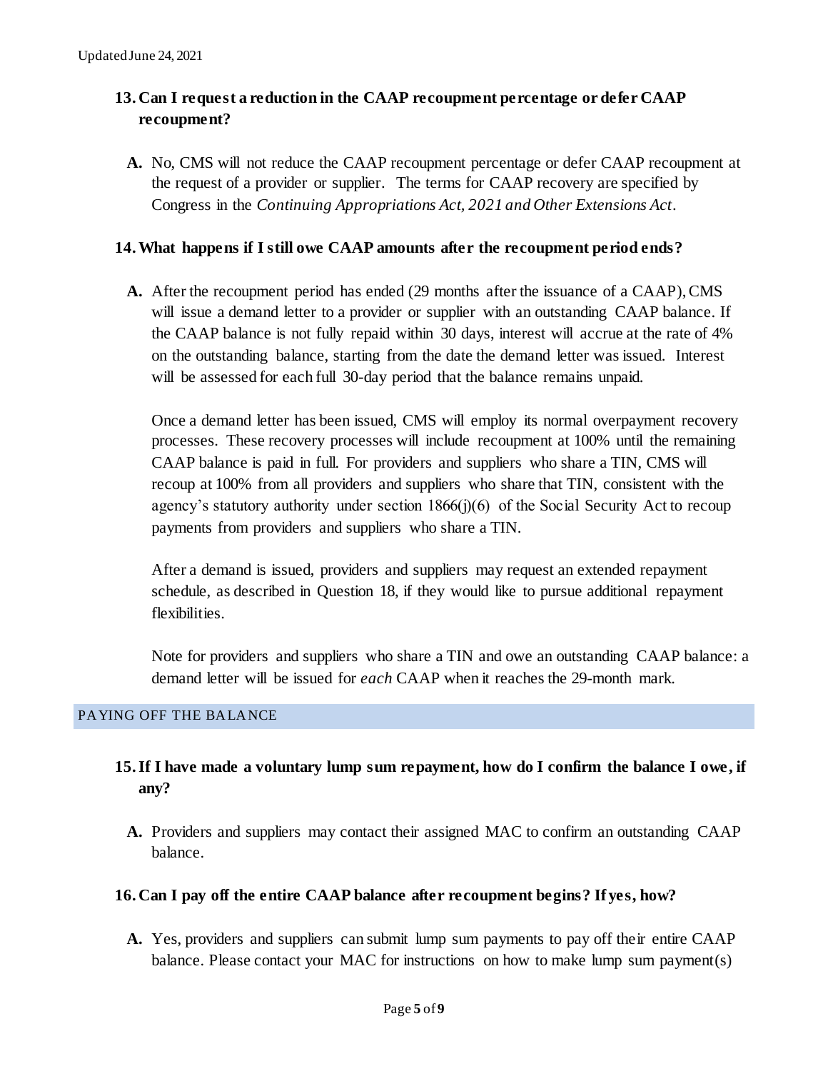### 13. Can I request a reduction in the CAAP recoupment percentage or defer CAAP recoupment?

**A.** No, CMS will not reduce the CAAP recoupment percentage or defer CAAP recoupment at the request of a provider or supplier. The terms for CAAP recovery are specified by Congress in the *Continuing Appropriations Act, 2021 and Other Extensions Act*.

### 14. What happens if I still owe CAAP amounts after the recoupment period ends?

**A.** After the recoupment period has ended (29 months after the issuance of a CAAP), CMS will issue a demand letter to a provider or supplier with an outstanding CAAP balance. If the CAAP balance is not fully repaid within 30 days, interest will accrue at the rate of 4% on the outstanding balance, starting from the date the demand letter was issued. Interest will be assessed for each full 30-day period that the balance remains unpaid.

Once a demand letter has been issued, CMS will employ its normal overpayment recovery processes. These recovery processes will include recoupment at 100% until the remaining CAAP balance is paid in full. For providers and suppliers who share a TIN, CMS will recoup at 100% from all providers and suppliers who share that TIN, consistent with the agency's statutory authority under section 1866(j)(6) of the Social Security Act to recoup payments from providers and suppliers who share a TIN.

After a demand is issued, providers and suppliers may request an extended repayment schedule, as described in Question 18, if they would like to pursue additional repayment flexibilities.

Note for providers and suppliers who share a TIN and owe an outstanding CAAP balance: a demand letter will be issued for *each* CAAP when it reaches the 29-month mark.

## PAYING OFF THE BALANCE

### 15. If I have made a voluntary lump sum repayment, how do I confirm the balance I owe, if any?

**A.** Providers and suppliers may contact their assigned MAC to confirm an outstanding CAAP balance.

### 16. Can I pay off the entire CAAP balance after recoupment begins? If yes, how?

**A.** Yes, providers and suppliers can submit lump sum payments to pay off their entire CAAP balance. Please contact your MAC for instructions on how to make lump sum payment(s)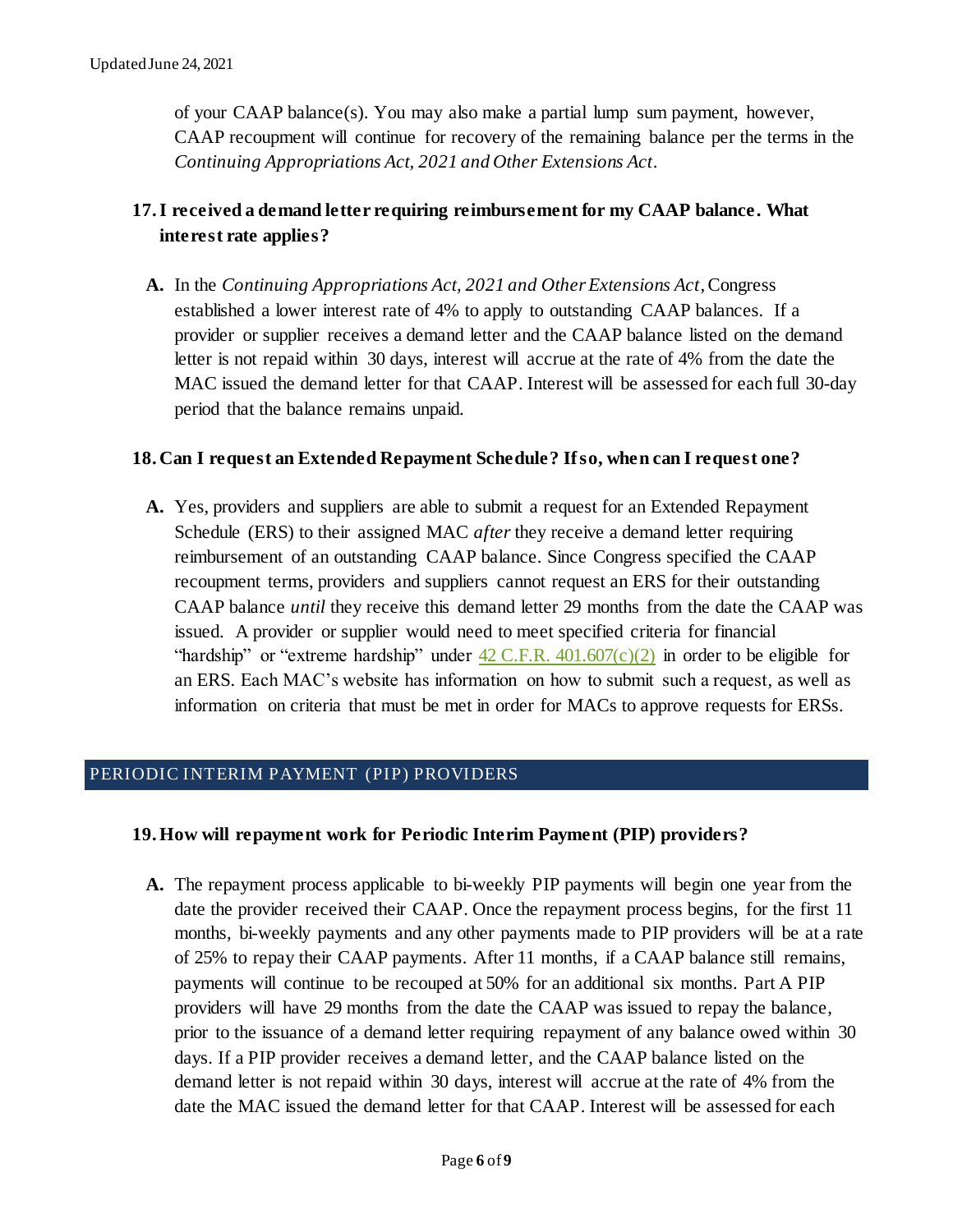of your CAAP balance(s). You may also make a partial lump sum payment, however, CAAP recoupment will continue for recovery of the remaining balance per the terms in the *Continuing Appropriations Act, 2021 and Other Extensions Act*.

### 17. I received a demand letter requiring reimbursement for my CAAP balance. What interest rate applies?

**A.** In the *Continuing Appropriations Act, 2021 and Other Extensions Act*, Congress established a lower interest rate of 4% to apply to outstanding CAAP balances. If a provider or supplier receives a demand letter and the CAAP balance listed on the demand letter is not repaid within 30 days, interest will accrue at the rate of 4% from the date the MAC issued the demand letter for that CAAP. Interest will be assessed for each full 30-day period that the balance remains unpaid.

### 18. Can I request an Extended Repayment Schedule? If so, when can I request one?

**A.** Yes, providers and suppliers are able to submit a request for an Extended Repayment Schedule (ERS) to their assigned MAC *after* they receive a demand letter requiring reimbursement of an outstanding CAAP balance. Since Congress specified the CAAP recoupment terms, providers and suppliers cannot request an ERS for their outstanding CAAP balance *until* they receive this demand letter 29 months from the date the CAAP was issued. A provider or supplier would need to meet specified criteria for financial "hardship" or "extreme hardship" under 42 C.F.R. 401.607(c)(2) in order to be eligible for an ERS. Each MAC's website has information on how to submit such a request, as well as information on criteria that must be met in order for MACs to approve requests for ERSs.

## PERIODIC INTERIM PAYMENT (PIP) PROVIDERS

### 19. How will repayment work for Periodic Interim Payment (PIP) providers?

**A.** The repayment process applicable to bi-weekly PIP payments will begin one year from the date the provider received their CAAP. Once the repayment process begins, for the first 11 months, bi-weekly payments and any other payments made to PIP providers will be at a rate of 25% to repay their CAAP payments. After 11 months, if a CAAP balance still remains, payments will continue to be recouped at 50% for an additional six months. Part A PIP providers will have 29 months from the date the CAAP was issued to repay the balance, prior to the issuance of a demand letter requiring repayment of any balance owed within 30 days. If a PIP provider receives a demand letter, and the CAAP balance listed on the demand letter is not repaid within 30 days, interest will accrue at the rate of 4% from the date the MAC issued the demand letter for that CAAP. Interest will be assessed for each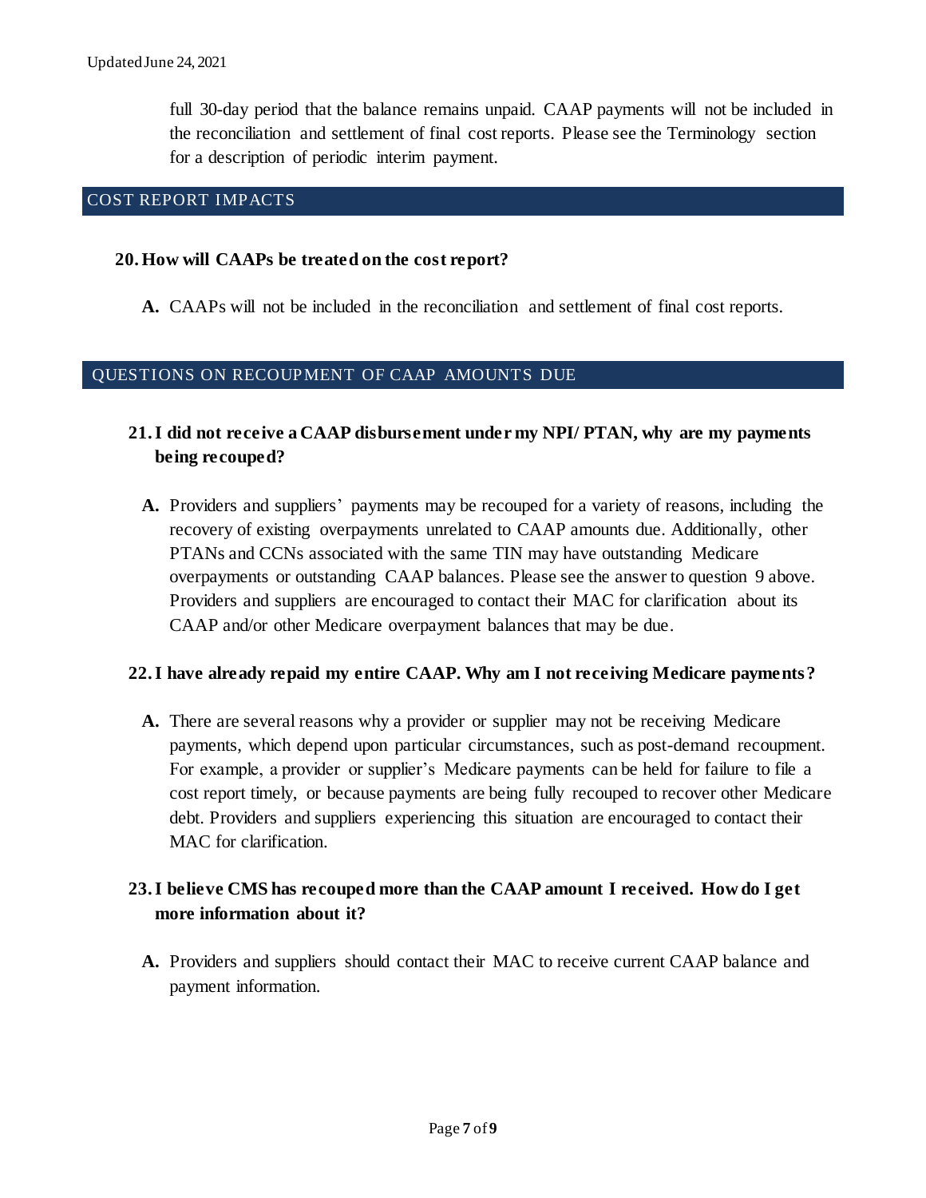full 30-day period that the balance remains unpaid. CAAP payments will not be included in the reconciliation and settlement of final cost reports. Please see the Terminology section for a description of periodic interim payment.

## COST REPORT IMPACTS

**20. How will CAAPs be treated on the cost report?**

**A.** CAAPs will not be included in the reconciliation and settlement of final cost reports.

## QUESTIONS ON RECOUPMENT OF CAAP AMOUNTS DUE

**21. I did not receive a CAAP disbursement under my NPI/ PTAN, why are my payments being recouped?**

**A.** Providers and suppliers' payments may be recouped for a variety of reasons, including the recovery of existing overpayments unrelated to CAAP amounts due. Additionally, other PTANs and CCNs associated with the same TIN may have outstanding Medicare overpayments or outstanding CAAP balances. Please see the answer to question 9 above. Providers and suppliers are encouraged to contact their MAC for clarification about its CAAP and/or other Medicare overpayment balances that may be due.

**22. I have already repaid my entire CAAP. Why am I not receiving Medicare payments?**

**A.** There are several reasons why a provider or supplier may not be receiving Medicare payments, which depend upon particular circumstances, such as post-demand recoupment. For example, a provider or supplier's Medicare payments can be held for failure to file a cost report timely, or because payments are being fully recouped to recover other Medicare debt. Providers and suppliers experiencing this situation are encouraged to contact their MAC for clarification.

**23. I believe CMS has recouped more than the CAAP amount I received. How do I get more information about it?**

**A.** Providers and suppliers should contact their MAC to receive current CAAP balance and payment information.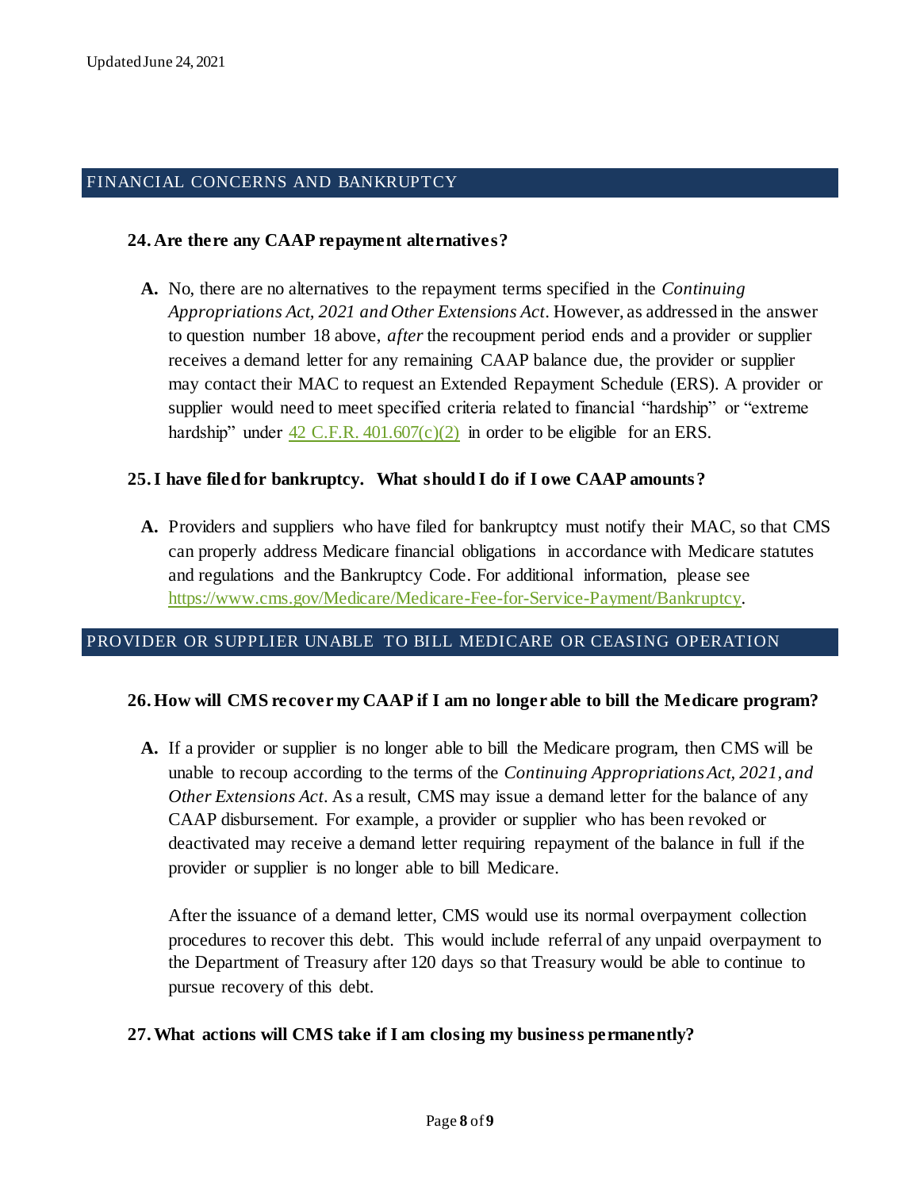## FINANCIAL CONCERNS AND BANKRUPTCY

### 24. Are there any CAAP repayment alternatives?

**A.** No, there are no alternatives to the repayment terms specified in the *Continuing Appropriations Act, 2021 and Other Extensions Act*. However, as addressed in the answer to question number 18 above, *after* the recoupment period ends and a provider or supplier receives a demand letter for any remaining CAAP balance due, the provider or supplier may contact their MAC to request an Extended Repayment Schedule (ERS). A provider or supplier would need to meet specified criteria related to financial "hardship" or "extreme hardship" under [42 C.F.R. 401.607(c)(2)]() in order to be eligible for an ERS.

### 25. I have filed for bankruptcy. What should I do if I owe CAAP amounts?

**A.** Providers and suppliers who have filed for bankruptcy must notify their MAC, so that CMS can properly address Medicare financial obligations in accordance with Medicare statutes and regulations and the Bankruptcy Code. For additional information, please see [https://www.cms.gov/Medicare/Medicare-Fee-for-Service-Payment/Bankruptcy](https://www.cms.gov/Medicare/Medicare-Fee-for-Service-Payment/Bankruptcy).

## PROVIDER OR SUPPLIER UNABLE TO BILL MEDICARE OR CEASING OPERATION

### 26. How will CMS recover my CAAP if I am no longer able to bill the Medicare program?

**A.** If a provider or supplier is no longer able to bill the Medicare program, then CMS will be unable to recoup according to the terms of the *Continuing Appropriations Act, 2021, and Other Extensions Act*. As a result, CMS may issue a demand letter for the balance of any CAAP disbursement. For example, a provider or supplier who has been revoked or deactivated may receive a demand letter requiring repayment of the balance in full if the provider or supplier is no longer able to bill Medicare.

After the issuance of a demand letter, CMS would use its normal overpayment collection procedures to recover this debt. This would include referral of any unpaid overpayment to the Department of Treasury after 120 days so that Treasury would be able to continue to pursue recovery of this debt.

### 27. What actions will CMS take if I am closing my business permanently?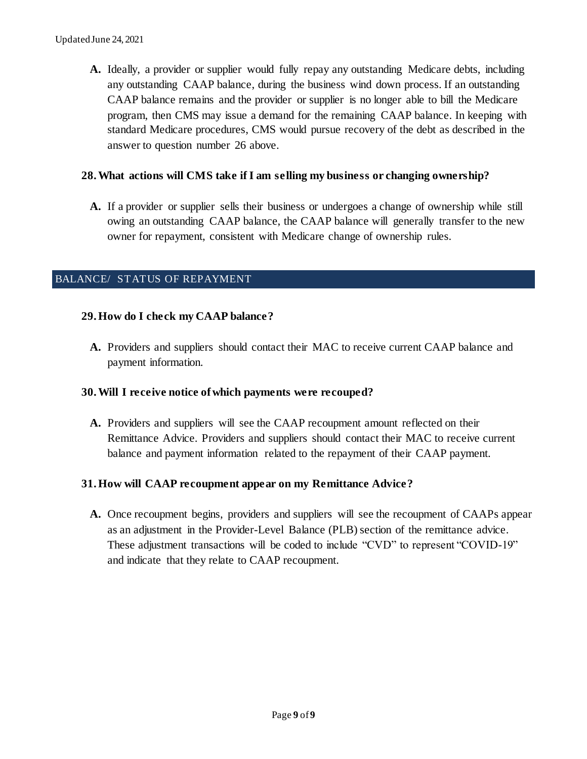**A.** Ideally, a provider or supplier would fully repay any outstanding Medicare debts, including any outstanding CAAP balance, during the business wind down process. If an outstanding CAAP balance remains and the provider or supplier is no longer able to bill the Medicare program, then CMS may issue a demand for the remaining CAAP balance. In keeping with standard Medicare procedures, CMS would pursue recovery of the debt as described in the answer to question number 26 above.

### 28. What actions will CMS take if I am selling my business or changing ownership?

**A.** If a provider or supplier sells their business or undergoes a change of ownership while still owing an outstanding CAAP balance, the CAAP balance will generally transfer to the new owner for repayment, consistent with Medicare change of ownership rules.

## BALANCE/ STATUS OF REPAYMENT

### 29. How do I check my CAAP balance?

**A.** Providers and suppliers should contact their MAC to receive current CAAP balance and payment information.

### 30. Will I receive notice of which payments were recouped?

**A.** Providers and suppliers will see the CAAP recoupment amount reflected on their Remittance Advice. Providers and suppliers should contact their MAC to receive current balance and payment information related to the repayment of their CAAP payment.

### 31. How will CAAP recoupment appear on my Remittance Advice?

**A.** Once recoupment begins, providers and suppliers will see the recoupment of CAAPs appear as an adjustment in the Provider-Level Balance (PLB) section of the remittance advice. These adjustment transactions will be coded to include "CVD" to represent "COVID-19" and indicate that they relate to CAAP recoupment.